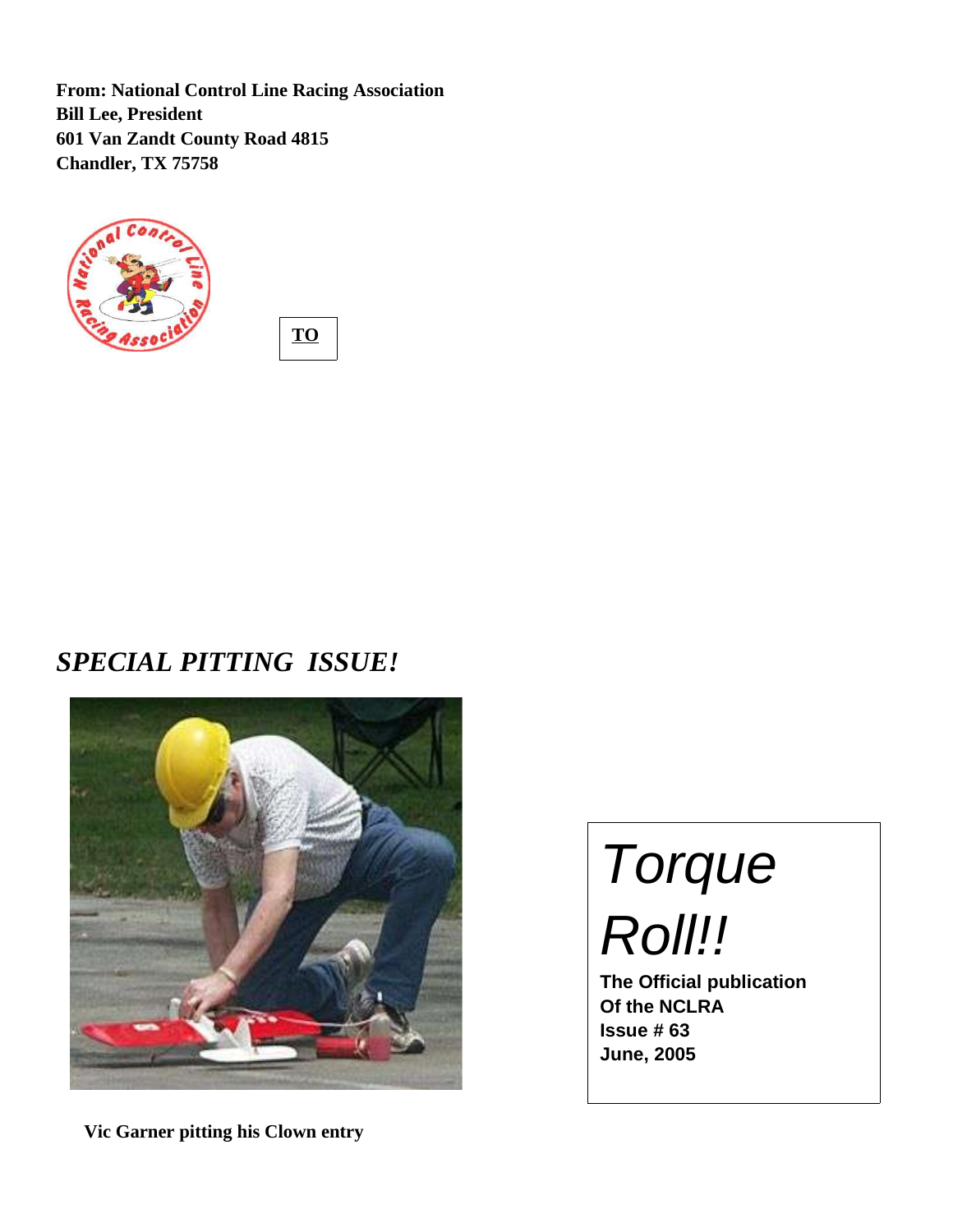**From: National Control Line Racing Association**
**Bill Lee, President**
**601 Van Zandt County Road 4815**
**Chandler, TX 75758**

**TO**

## *SPECIAL PITTING ISSUE!*

**Vic Garner pitting his Clown entry**

# *Torque Roll!!*

**The Official publication**
**Of the NCLRA**
**Issue # 63**
**June, 2005**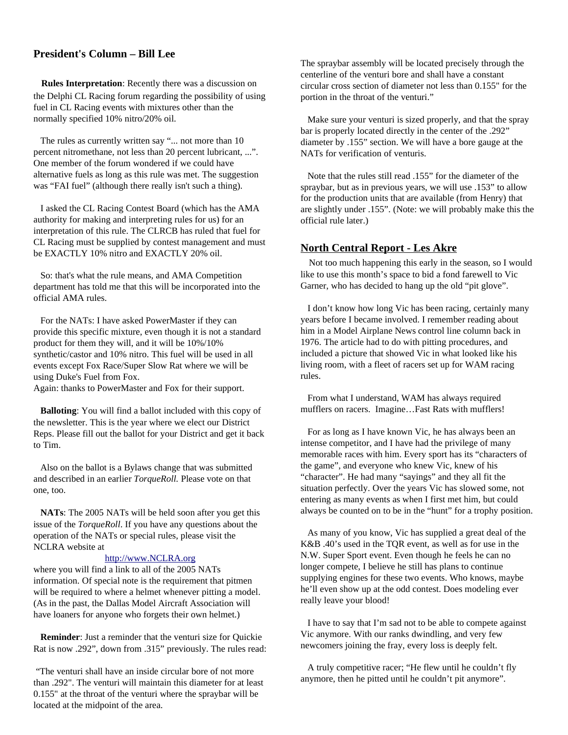## President's Column – Bill Lee

**Rules Interpretation**: Recently there was a discussion on the Delphi CL Racing forum regarding the possibility of using fuel in CL Racing events with mixtures other than the normally specified 10% nitro/20% oil.

The rules as currently written say "... not more than 10 percent nitromethane, not less than 20 percent lubricant, ...". One member of the forum wondered if we could have alternative fuels as long as this rule was met. The suggestion was "FAI fuel" (although there really isn't such a thing).

I asked the CL Racing Contest Board (which has the AMA authority for making and interpreting rules for us) for an interpretation of this rule. The CLRCB has ruled that fuel for CL Racing must be supplied by contest management and must be EXACTLY 10% nitro and EXACTLY 20% oil.

So: that's what the rule means, and AMA Competition department has told me that this will be incorporated into the official AMA rules.

For the NATs: I have asked PowerMaster if they can provide this specific mixture, even though it is not a standard product for them they will, and it will be 10%/10% synthetic/castor and 10% nitro. This fuel will be used in all events except Fox Race/Super Slow Rat where we will be using Duke's Fuel from Fox.
Again: thanks to PowerMaster and Fox for their support.

**Balloting**: You will find a ballot included with this copy of the newsletter. This is the year where we elect our District Reps. Please fill out the ballot for your District and get it back to Tim.

Also on the ballot is a Bylaws change that was submitted and described in an earlier *TorqueRoll.* Please vote on that one, too.

**NATs**: The 2005 NATs will be held soon after you get this issue of the *TorqueRoll*. If you have any questions about the operation of the NATs or special rules, please visit the NCLRA website at

http://www.NCLRA.org

where you will find a link to all of the 2005 NATs information. Of special note is the requirement that pitmen will be required to where a helmet whenever pitting a model. (As in the past, the Dallas Model Aircraft Association will have loaners for anyone who forgets their own helmet.)

**Reminder**: Just a reminder that the venturi size for Quickie Rat is now .292", down from .315" previously. The rules read:

"The venturi shall have an inside circular bore of not more than .292". The venturi will maintain this diameter for at least 0.155" at the throat of the venturi where the spraybar will be located at the midpoint of the area. The spraybar assembly will be located precisely through the centerline of the venturi bore and shall have a constant circular cross section of diameter not less than 0.155" for the portion in the throat of the venturi."

Make sure your venturi is sized properly, and that the spray bar is properly located directly in the center of the .292" diameter by .155" section. We will have a bore gauge at the NATs for verification of venturis.

Note that the rules still read .155" for the diameter of the spraybar, but as in previous years, we will use .153" to allow for the production units that are available (from Henry) that are slightly under .155". (Note: we will probably make this the official rule later.)

## North Central Report - Les Akre

Not too much happening this early in the season, so I would like to use this month's space to bid a fond farewell to Vic Garner, who has decided to hang up the old "pit glove".

I don't know how long Vic has been racing, certainly many years before I became involved. I remember reading about him in a Model Airplane News control line column back in 1976. The article had to do with pitting procedures, and included a picture that showed Vic in what looked like his living room, with a fleet of racers set up for WAM racing rules.

From what I understand, WAM has always required mufflers on racers. Imagine…Fast Rats with mufflers!

For as long as I have known Vic, he has always been an intense competitor, and I have had the privilege of many memorable races with him. Every sport has its "characters of the game", and everyone who knew Vic, knew of his "character". He had many "sayings" and they all fit the situation perfectly. Over the years Vic has slowed some, not entering as many events as when I first met him, but could always be counted on to be in the "hunt" for a trophy position.

As many of you know, Vic has supplied a great deal of the K&B .40's used in the TQR event, as well as for use in the N.W. Super Sport event. Even though he feels he can no longer compete, I believe he still has plans to continue supplying engines for these two events. Who knows, maybe he'll even show up at the odd contest. Does modeling ever really leave your blood!

I have to say that I'm sad not to be able to compete against Vic anymore. With our ranks dwindling, and very few newcomers joining the fray, every loss is deeply felt.

A truly competitive racer; "He flew until he couldn't fly anymore, then he pitted until he couldn't pit anymore".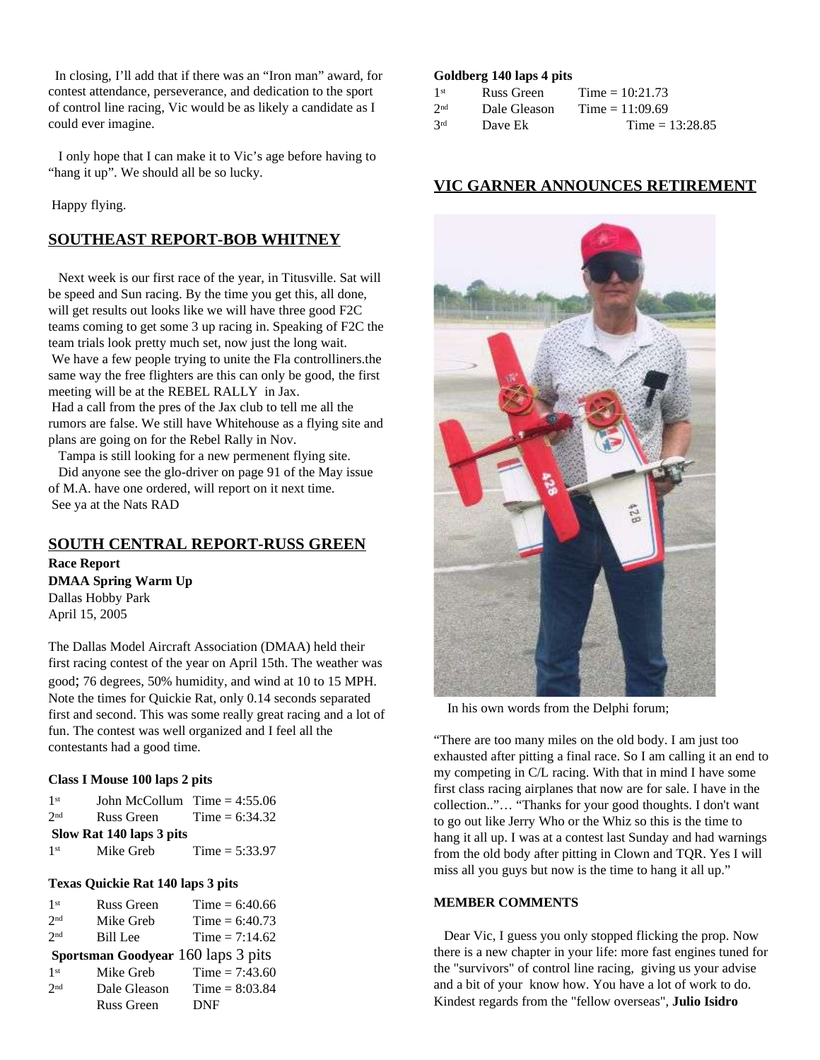In closing, I'll add that if there was an "Iron man" award, for contest attendance, perseverance, and dedication to the sport of control line racing, Vic would be as likely a candidate as I could ever imagine.

I only hope that I can make it to Vic's age before having to "hang it up". We should all be so lucky.

Happy flying.

## SOUTHEAST REPORT-BOB WHITNEY

Next week is our first race of the year, in Titusville. Sat will be speed and Sun racing. By the time you get this, all done, will get results out looks like we will have three good F2C teams coming to get some 3 up racing in. Speaking of F2C the team trials look pretty much set, now just the long wait.
We have a few people trying to unite the Fla controlliners.the same way the free flighters are this can only be good, the first meeting will be at the REBEL RALLY in Jax.
Had a call from the pres of the Jax club to tell me all the rumors are false. We still have Whitehouse as a flying site and plans are going on for the Rebel Rally in Nov.
Tampa is still looking for a new permenent flying site.
Did anyone see the glo-driver on page 91 of the May issue of M.A. have one ordered, will report on it next time.
See ya at the Nats RAD

## SOUTH CENTRAL REPORT-RUSS GREEN

**Race Report**
**DMAA Spring Warm Up**
Dallas Hobby Park
April 15, 2005

The Dallas Model Aircraft Association (DMAA) held their first racing contest of the year on April 15th. The weather was good; 76 degrees, 50% humidity, and wind at 10 to 15 MPH. Note the times for Quickie Rat, only 0.14 seconds separated first and second. This was some really great racing and a lot of fun. The contest was well organized and I feel all the contestants had a good time.

**Class I Mouse 100 laps 2 pits**

| | | |
|---|---|---|
| 1st | John McCollum | Time = 4:55.06 |
| 2nd | Russ Green | Time = 6:34.32 |

**Slow Rat 140 laps 3 pits**

| | | |
|---|---|---|
| 1st | Mike Greb | Time = 5:33.97 |

**Texas Quickie Rat 140 laps 3 pits**

| | | |
|---|---|---|
| 1st | Russ Green | Time = 6:40.66 |
| 2nd | Mike Greb | Time = 6:40.73 |
| 2nd | Bill Lee | Time = 7:14.62 |

**Sportsman Goodyear** 160 laps 3 pits

| | | |
|---|---|---|
| 1st | Mike Greb | Time = 7:43.60 |
| 2nd | Dale Gleason | Time = 8:03.84 |
| | Russ Green | DNF |

**Goldberg 140 laps 4 pits**

| | | |
|---|---|---|
| 1st | Russ Green | Time = 10:21.73 |
| 2nd | Dale Gleason | Time = 11:09.69 |
| 3rd | Dave Ek | Time = 13:28.85 |

## VIC GARNER ANNOUNCES RETIREMENT

In his own words from the Delphi forum;

"There are too many miles on the old body. I am just too exhausted after pitting a final race. So I am calling it an end to my competing in C/L racing. With that in mind I have some first class racing airplanes that now are for sale. I have in the collection.."… "Thanks for your good thoughts. I don't want to go out like Jerry Who or the Whiz so this is the time to hang it all up. I was at a contest last Sunday and had warnings from the old body after pitting in Clown and TQR. Yes I will miss all you guys but now is the time to hang it all up."

**MEMBER COMMENTS**

Dear Vic, I guess you only stopped flicking the prop. Now there is a new chapter in your life: more fast engines tuned for the "survivors" of control line racing, giving us your advise and a bit of your know how. You have a lot of work to do. Kindest regards from the "fellow overseas", **Julio Isidro**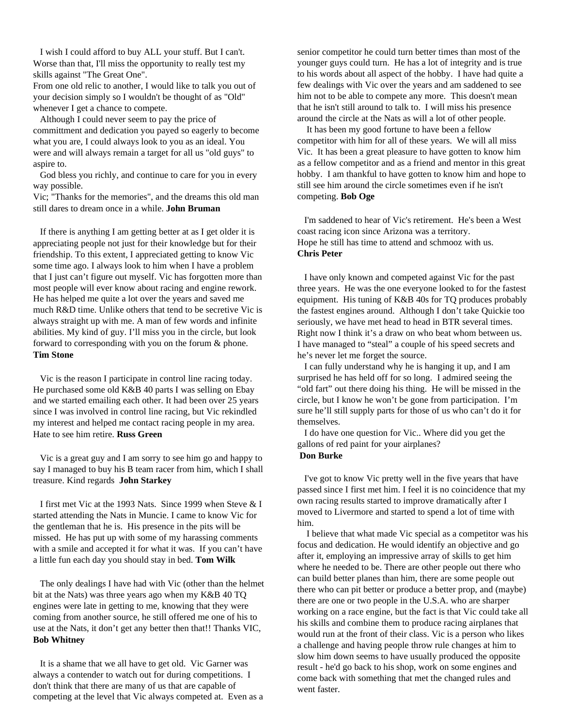I wish I could afford to buy ALL your stuff. But I can't. Worse than that, I'll miss the opportunity to really test my skills against "The Great One".

From one old relic to another, I would like to talk you out of your decision simply so I wouldn't be thought of as "Old" whenever I get a chance to compete.

Although I could never seem to pay the price of committment and dedication you payed so eagerly to become what you are, I could always look to you as an ideal. You were and will always remain a target for all us "old guys" to aspire to.

God bless you richly, and continue to care for you in every way possible.

Vic; "Thanks for the memories", and the dreams this old man still dares to dream once in a while. **John Bruman**

If there is anything I am getting better at as I get older it is appreciating people not just for their knowledge but for their friendship. To this extent, I appreciated getting to know Vic some time ago. I always look to him when I have a problem that I just can't figure out myself. Vic has forgotten more than most people will ever know about racing and engine rework. He has helped me quite a lot over the years and saved me much R&D time. Unlike others that tend to be secretive Vic is always straight up with me. A man of few words and infinite abilities. My kind of guy. I'll miss you in the circle, but look forward to corresponding with you on the forum & phone. **Tim Stone**

Vic is the reason I participate in control line racing today. He purchased some old K&B 40 parts I was selling on Ebay and we started emailing each other. It had been over 25 years since I was involved in control line racing, but Vic rekindled my interest and helped me contact racing people in my area. Hate to see him retire. **Russ Green**

Vic is a great guy and I am sorry to see him go and happy to say I managed to buy his B team racer from him, which I shall treasure. Kind regards **John Starkey**

I first met Vic at the 1993 Nats. Since 1999 when Steve & I started attending the Nats in Muncie. I came to know Vic for the gentleman that he is. His presence in the pits will be missed. He has put up with some of my harassing comments with a smile and accepted it for what it was. If you can't have a little fun each day you should stay in bed. **Tom Wilk**

The only dealings I have had with Vic (other than the helmet bit at the Nats) was three years ago when my K&B 40 TQ engines were late in getting to me, knowing that they were coming from another source, he still offered me one of his to use at the Nats, it don't get any better then that!! Thanks VIC, **Bob Whitney**

It is a shame that we all have to get old. Vic Garner was always a contender to watch out for during competitions. I don't think that there are many of us that are capable of competing at the level that Vic always competed at. Even as a senior competitor he could turn better times than most of the younger guys could turn. He has a lot of integrity and is true to his words about all aspect of the hobby. I have had quite a few dealings with Vic over the years and am saddened to see him not to be able to compete any more. This doesn't mean that he isn't still around to talk to. I will miss his presence around the circle at the Nats as will a lot of other people.

It has been my good fortune to have been a fellow competitor with him for all of these years. We will all miss Vic. It has been a great pleasure to have gotten to know him as a fellow competitor and as a friend and mentor in this great hobby. I am thankful to have gotten to know him and hope to still see him around the circle sometimes even if he isn't competing. **Bob Oge**

I'm saddened to hear of Vic's retirement. He's been a West coast racing icon since Arizona was a territory.
Hope he still has time to attend and schmooz with us.
**Chris Peter**

I have only known and competed against Vic for the past three years. He was the one everyone looked to for the fastest equipment. His tuning of K&B 40s for TQ produces probably the fastest engines around. Although I don't take Quickie too seriously, we have met head to head in BTR several times. Right now I think it's a draw on who beat whom between us. I have managed to "steal" a couple of his speed secrets and he's never let me forget the source.

I can fully understand why he is hanging it up, and I am surprised he has held off for so long. I admired seeing the "old fart" out there doing his thing. He will be missed in the circle, but I know he won't be gone from participation. I'm sure he'll still supply parts for those of us who can't do it for themselves.

I do have one question for Vic.. Where did you get the gallons of red paint for your airplanes?
**Don Burke**

I've got to know Vic pretty well in the five years that have passed since I first met him. I feel it is no coincidence that my own racing results started to improve dramatically after I moved to Livermore and started to spend a lot of time with him.

I believe that what made Vic special as a competitor was his focus and dedication. He would identify an objective and go after it, employing an impressive array of skills to get him where he needed to be. There are other people out there who can build better planes than him, there are some people out there who can pit better or produce a better prop, and (maybe) there are one or two people in the U.S.A. who are sharper working on a race engine, but the fact is that Vic could take all his skills and combine them to produce racing airplanes that would run at the front of their class. Vic is a person who likes a challenge and having people throw rule changes at him to slow him down seems to have usually produced the opposite result - he'd go back to his shop, work on some engines and come back with something that met the changed rules and went faster.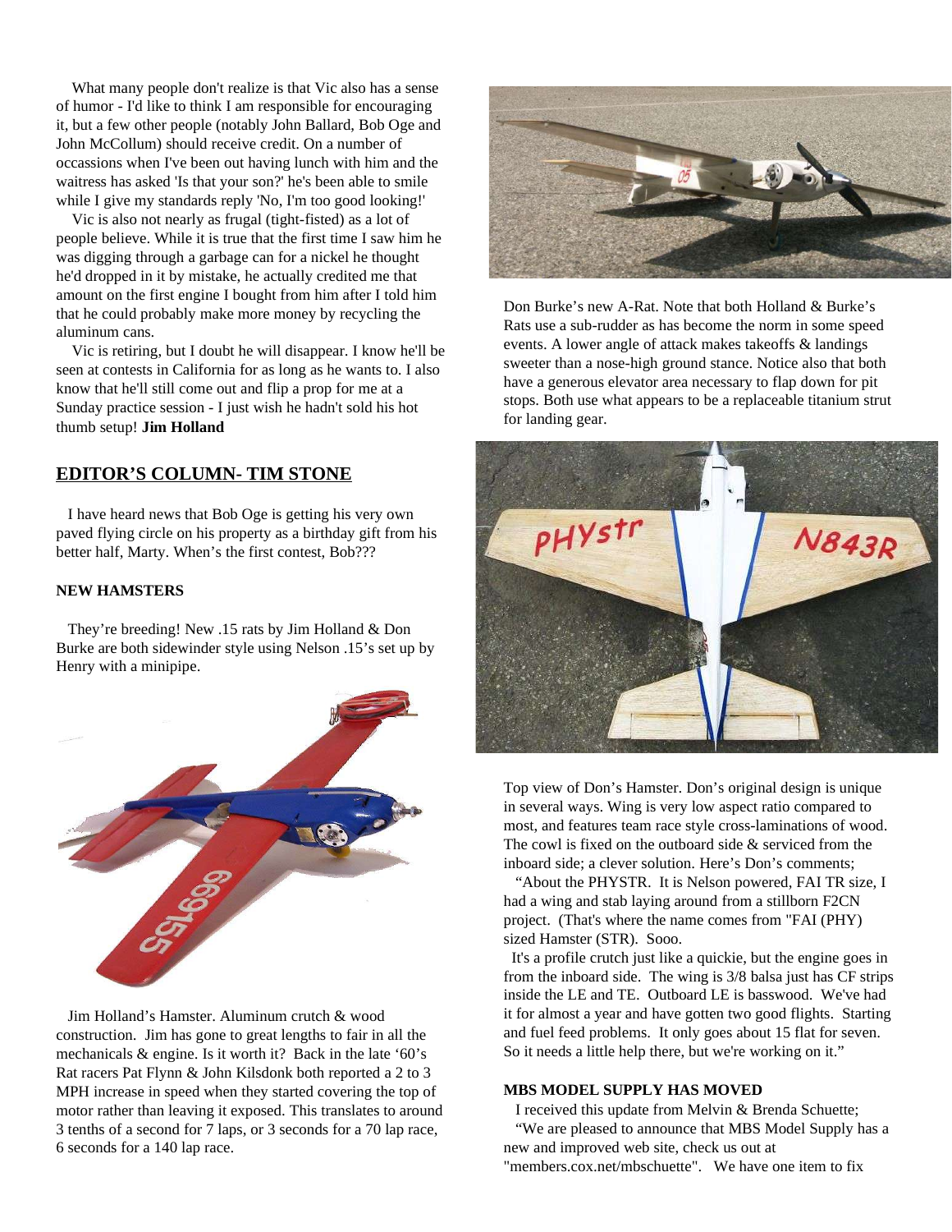What many people don't realize is that Vic also has a sense of humor - I'd like to think I am responsible for encouraging it, but a few other people (notably John Ballard, Bob Oge and John McCollum) should receive credit. On a number of occassions when I've been out having lunch with him and the waitress has asked 'Is that your son?' he's been able to smile while I give my standards reply 'No, I'm too good looking!'

Vic is also not nearly as frugal (tight-fisted) as a lot of people believe. While it is true that the first time I saw him he was digging through a garbage can for a nickel he thought he'd dropped in it by mistake, he actually credited me that amount on the first engine I bought from him after I told him that he could probably make more money by recycling the aluminum cans.

Vic is retiring, but I doubt he will disappear. I know he'll be seen at contests in California for as long as he wants to. I also know that he'll still come out and flip a prop for me at a Sunday practice session - I just wish he hadn't sold his hot thumb setup! **Jim Holland**

## EDITOR'S COLUMN- TIM STONE

I have heard news that Bob Oge is getting his very own paved flying circle on his property as a birthday gift from his better half, Marty. When's the first contest, Bob???

### NEW HAMSTERS

They're breeding! New .15 rats by Jim Holland & Don Burke are both sidewinder style using Nelson .15's set up by Henry with a minipipe.

Jim Holland's Hamster. Aluminum crutch & wood construction. Jim has gone to great lengths to fair in all the mechanicals & engine. Is it worth it? Back in the late '60's Rat racers Pat Flynn & John Kilsdonk both reported a 2 to 3 MPH increase in speed when they started covering the top of motor rather than leaving it exposed. This translates to around 3 tenths of a second for 7 laps, or 3 seconds for a 70 lap race, 6 seconds for a 140 lap race.

Don Burke's new A-Rat. Note that both Holland & Burke's Rats use a sub-rudder as has become the norm in some speed events. A lower angle of attack makes takeoffs & landings sweeter than a nose-high ground stance. Notice also that both have a generous elevator area necessary to flap down for pit stops. Both use what appears to be a replaceable titanium strut for landing gear.

Top view of Don's Hamster. Don's original design is unique in several ways. Wing is very low aspect ratio compared to most, and features team race style cross-laminations of wood. The cowl is fixed on the outboard side & serviced from the inboard side; a clever solution. Here's Don's comments;

"About the PHYSTR. It is Nelson powered, FAI TR size, I had a wing and stab laying around from a stillborn F2CN project. (That's where the name comes from "FAI (PHY) sized Hamster (STR). Sooo.

It's a profile crutch just like a quickie, but the engine goes in from the inboard side. The wing is 3/8 balsa just has CF strips inside the LE and TE. Outboard LE is basswood. We've had it for almost a year and have gotten two good flights. Starting and fuel feed problems. It only goes about 15 flat for seven. So it needs a little help there, but we're working on it."

### MBS MODEL SUPPLY HAS MOVED

I received this update from Melvin & Brenda Schuette;

"We are pleased to announce that MBS Model Supply has a new and improved web site, check us out at "members.cox.net/mbschuette". We have one item to fix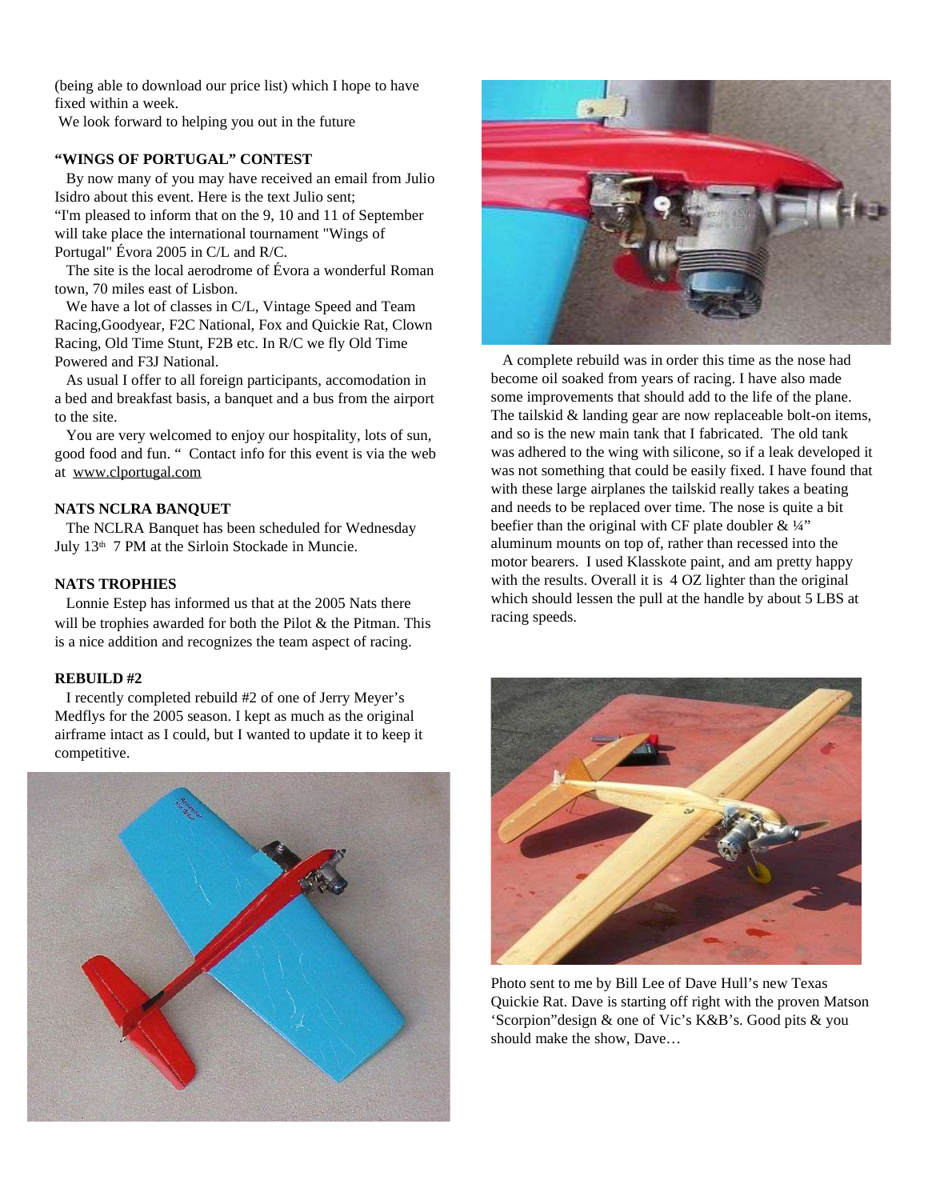(being able to download our price list) which I hope to have fixed within a week.

We look forward to helping you out in the future

### "WINGS OF PORTUGAL" CONTEST

By now many of you may have received an email from Julio Isidro about this event. Here is the text Julio sent;

"I'm pleased to inform that on the 9, 10 and 11 of September will take place the international tournament "Wings of Portugal" Évora 2005 in C/L and R/C.

The site is the local aerodrome of Évora a wonderful Roman town, 70 miles east of Lisbon.

We have a lot of classes in C/L, Vintage Speed and Team Racing,Goodyear, F2C National, Fox and Quickie Rat, Clown Racing, Old Time Stunt, F2B etc. In R/C we fly Old Time Powered and F3J National.

As usual I offer to all foreign participants, accomodation in a bed and breakfast basis, a banquet and a bus from the airport to the site.

You are very welcomed to enjoy our hospitality, lots of sun, good food and fun. " Contact info for this event is via the web at www.clportugal.com

### NATS NCLRA BANQUET

The NCLRA Banquet has been scheduled for Wednesday July 13th 7 PM at the Sirloin Stockade in Muncie.

### NATS TROPHIES

Lonnie Estep has informed us that at the 2005 Nats there will be trophies awarded for both the Pilot & the Pitman. This is a nice addition and recognizes the team aspect of racing.

### REBUILD #2

I recently completed rebuild #2 of one of Jerry Meyer's Medflys for the 2005 season. I kept as much as the original airframe intact as I could, but I wanted to update it to keep it competitive.

A complete rebuild was in order this time as the nose had become oil soaked from years of racing. I have also made some improvements that should add to the life of the plane. The tailskid & landing gear are now replaceable bolt-on items, and so is the new main tank that I fabricated. The old tank was adhered to the wing with silicone, so if a leak developed it was not something that could be easily fixed. I have found that with these large airplanes the tailskid really takes a beating and needs to be replaced over time. The nose is quite a bit beefier than the original with CF plate doubler & ¼" aluminum mounts on top of, rather than recessed into the motor bearers. I used Klasskote paint, and am pretty happy with the results. Overall it is 4 OZ lighter than the original which should lessen the pull at the handle by about 5 LBS at racing speeds.

Photo sent to me by Bill Lee of Dave Hull's new Texas Quickie Rat. Dave is starting off right with the proven Matson 'Scorpion"design & one of Vic's K&B's. Good pits & you should make the show, Dave…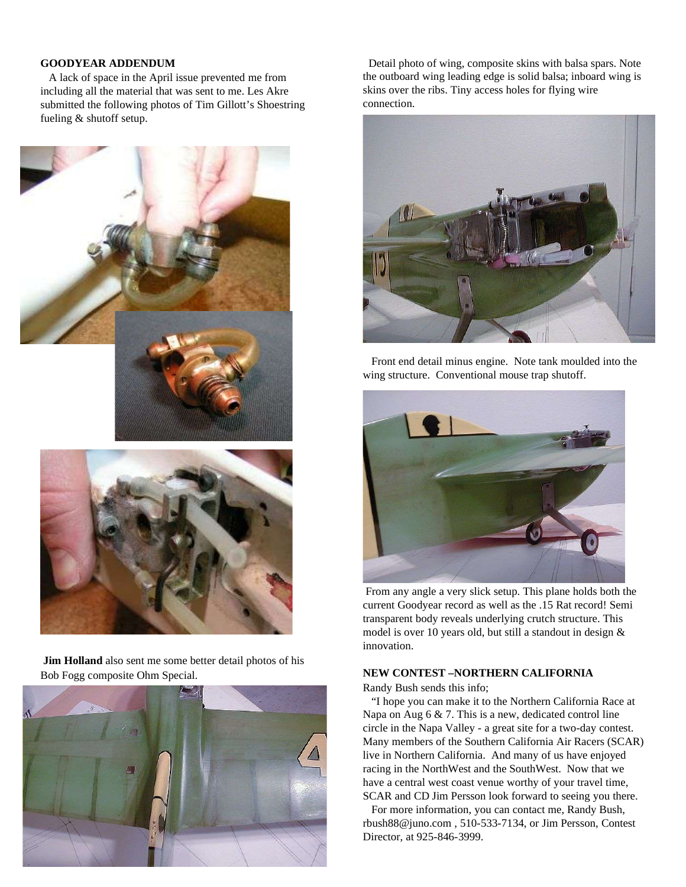## GOODYEAR ADDENDUM

A lack of space in the April issue prevented me from including all the material that was sent to me. Les Akre submitted the following photos of Tim Gillott's Shoestring fueling & shutoff setup.

**Jim Holland** also sent me some better detail photos of his Bob Fogg composite Ohm Special.

Detail photo of wing, composite skins with balsa spars. Note the outboard wing leading edge is solid balsa; inboard wing is skins over the ribs. Tiny access holes for flying wire connection.

Front end detail minus engine. Note tank moulded into the wing structure. Conventional mouse trap shutoff.

From any angle a very slick setup. This plane holds both the current Goodyear record as well as the .15 Rat record! Semi transparent body reveals underlying crutch structure. This model is over 10 years old, but still a standout in design & innovation.

## NEW CONTEST –NORTHERN CALIFORNIA

Randy Bush sends this info;

"I hope you can make it to the Northern California Race at Napa on Aug 6 & 7. This is a new, dedicated control line circle in the Napa Valley - a great site for a two-day contest. Many members of the Southern California Air Racers (SCAR) live in Northern California. And many of us have enjoyed racing in the NorthWest and the SouthWest. Now that we have a central west coast venue worthy of your travel time, SCAR and CD Jim Persson look forward to seeing you there.

For more information, you can contact me, Randy Bush, rbush88@juno.com , 510-533-7134, or Jim Persson, Contest Director, at 925-846-3999.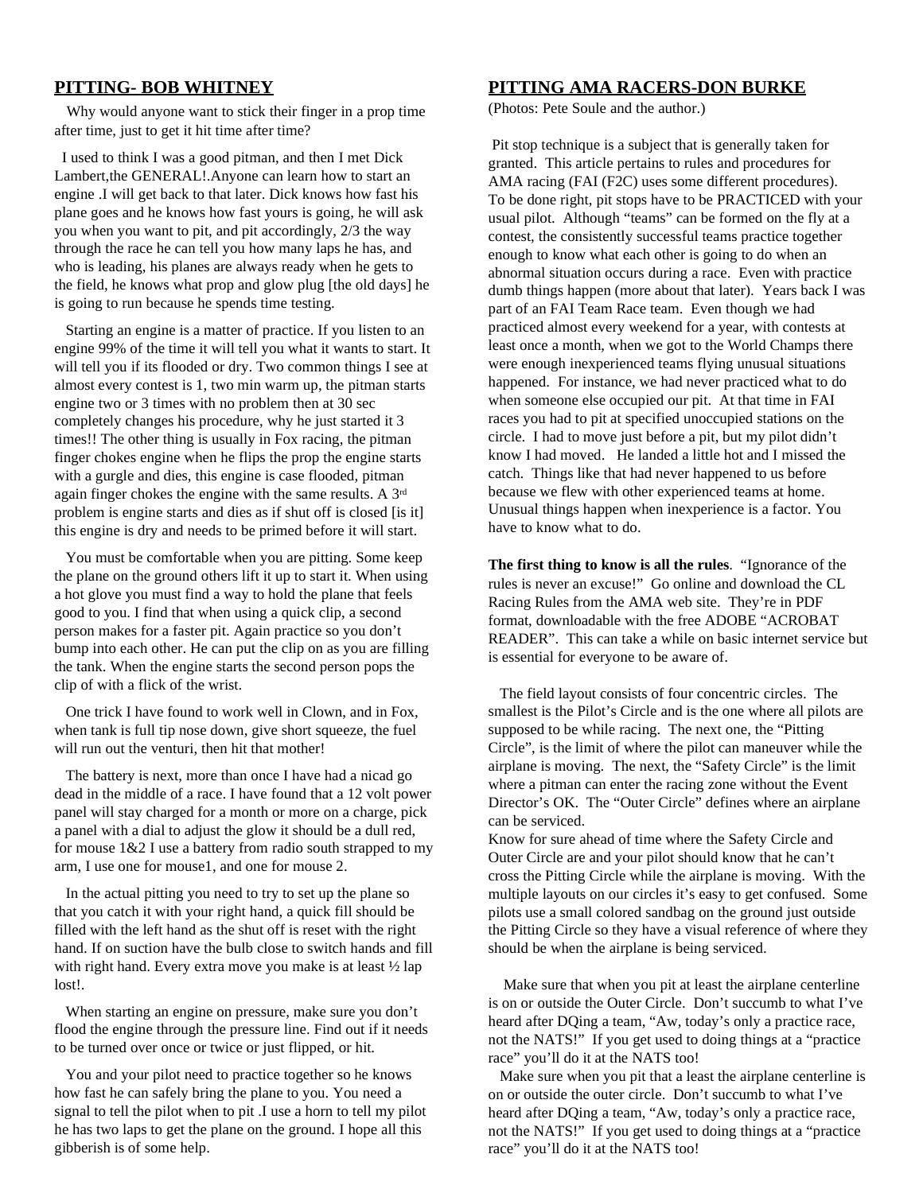## PITTING- BOB WHITNEY

Why would anyone want to stick their finger in a prop time after time, just to get it hit time after time?

I used to think I was a good pitman, and then I met Dick Lambert,the GENERAL!.Anyone can learn how to start an engine .I will get back to that later. Dick knows how fast his plane goes and he knows how fast yours is going, he will ask you when you want to pit, and pit accordingly, 2/3 the way through the race he can tell you how many laps he has, and who is leading, his planes are always ready when he gets to the field, he knows what prop and glow plug [the old days] he is going to run because he spends time testing.

Starting an engine is a matter of practice. If you listen to an engine 99% of the time it will tell you what it wants to start. It will tell you if its flooded or dry. Two common things I see at almost every contest is 1, two min warm up, the pitman starts engine two or 3 times with no problem then at 30 sec completely changes his procedure, why he just started it 3 times!! The other thing is usually in Fox racing, the pitman finger chokes engine when he flips the prop the engine starts with a gurgle and dies, this engine is case flooded, pitman again finger chokes the engine with the same results. A 3rd problem is engine starts and dies as if shut off is closed [is it] this engine is dry and needs to be primed before it will start.

You must be comfortable when you are pitting. Some keep the plane on the ground others lift it up to start it. When using a hot glove you must find a way to hold the plane that feels good to you. I find that when using a quick clip, a second person makes for a faster pit. Again practice so you don't bump into each other. He can put the clip on as you are filling the tank. When the engine starts the second person pops the clip of with a flick of the wrist.

One trick I have found to work well in Clown, and in Fox, when tank is full tip nose down, give short squeeze, the fuel will run out the venturi, then hit that mother!

The battery is next, more than once I have had a nicad go dead in the middle of a race. I have found that a 12 volt power panel will stay charged for a month or more on a charge, pick a panel with a dial to adjust the glow it should be a dull red, for mouse 1&2 I use a battery from radio south strapped to my arm, I use one for mouse1, and one for mouse 2.

In the actual pitting you need to try to set up the plane so that you catch it with your right hand, a quick fill should be filled with the left hand as the shut off is reset with the right hand. If on suction have the bulb close to switch hands and fill with right hand. Every extra move you make is at least ½ lap lost!.

When starting an engine on pressure, make sure you don't flood the engine through the pressure line. Find out if it needs to be turned over once or twice or just flipped, or hit.

You and your pilot need to practice together so he knows how fast he can safely bring the plane to you. You need a signal to tell the pilot when to pit .I use a horn to tell my pilot he has two laps to get the plane on the ground. I hope all this gibberish is of some help.

## PITTING AMA RACERS-DON BURKE

(Photos: Pete Soule and the author.)

Pit stop technique is a subject that is generally taken for granted. This article pertains to rules and procedures for AMA racing (FAI (F2C) uses some different procedures). To be done right, pit stops have to be PRACTICED with your usual pilot. Although "teams" can be formed on the fly at a contest, the consistently successful teams practice together enough to know what each other is going to do when an abnormal situation occurs during a race. Even with practice dumb things happen (more about that later). Years back I was part of an FAI Team Race team. Even though we had practiced almost every weekend for a year, with contests at least once a month, when we got to the World Champs there were enough inexperienced teams flying unusual situations happened. For instance, we had never practiced what to do when someone else occupied our pit. At that time in FAI races you had to pit at specified unoccupied stations on the circle. I had to move just before a pit, but my pilot didn't know I had moved. He landed a little hot and I missed the catch. Things like that had never happened to us before because we flew with other experienced teams at home. Unusual things happen when inexperience is a factor. You have to know what to do.

**The first thing to know is all the rules**. "Ignorance of the rules is never an excuse!" Go online and download the CL Racing Rules from the AMA web site. They're in PDF format, downloadable with the free ADOBE "ACROBAT READER". This can take a while on basic internet service but is essential for everyone to be aware of.

The field layout consists of four concentric circles. The smallest is the Pilot's Circle and is the one where all pilots are supposed to be while racing. The next one, the "Pitting Circle", is the limit of where the pilot can maneuver while the airplane is moving. The next, the "Safety Circle" is the limit where a pitman can enter the racing zone without the Event Director's OK. The "Outer Circle" defines where an airplane can be serviced.

Know for sure ahead of time where the Safety Circle and Outer Circle are and your pilot should know that he can't cross the Pitting Circle while the airplane is moving. With the multiple layouts on our circles it's easy to get confused. Some pilots use a small colored sandbag on the ground just outside the Pitting Circle so they have a visual reference of where they should be when the airplane is being serviced.

Make sure that when you pit at least the airplane centerline is on or outside the Outer Circle. Don't succumb to what I've heard after DQing a team, "Aw, today's only a practice race, not the NATS!" If you get used to doing things at a "practice race" you'll do it at the NATS too!

Make sure when you pit that a least the airplane centerline is on or outside the outer circle. Don't succumb to what I've heard after DQing a team, "Aw, today's only a practice race, not the NATS!" If you get used to doing things at a "practice race" you'll do it at the NATS too!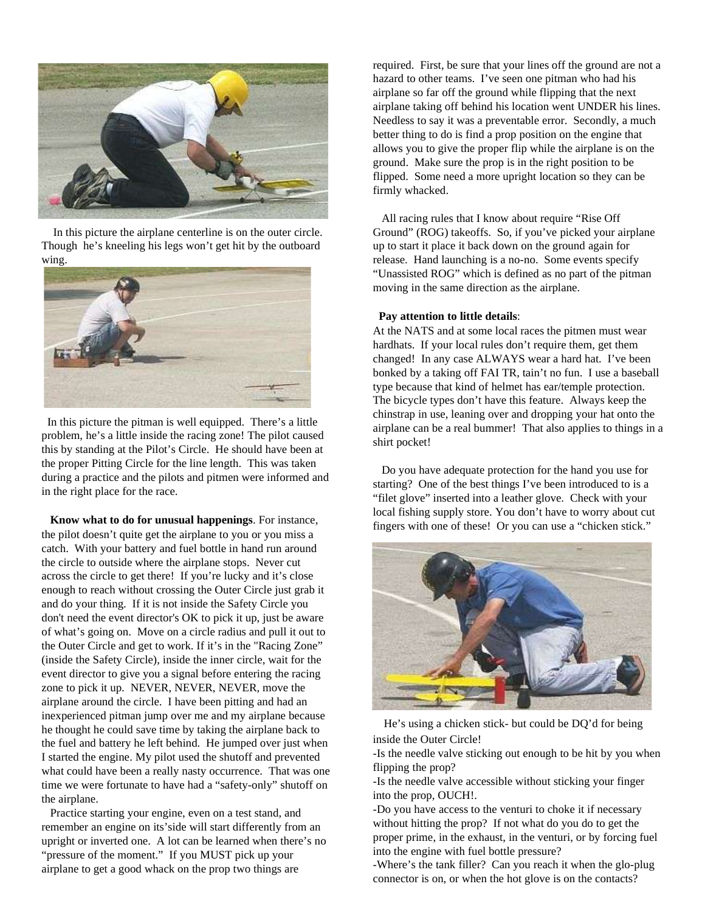In this picture the airplane centerline is on the outer circle. Though he's kneeling his legs won't get hit by the outboard wing.

In this picture the pitman is well equipped. There's a little problem, he's a little inside the racing zone! The pilot caused this by standing at the Pilot's Circle. He should have been at the proper Pitting Circle for the line length. This was taken during a practice and the pilots and pitmen were informed and in the right place for the race.

**Know what to do for unusual happenings**. For instance, the pilot doesn't quite get the airplane to you or you miss a catch. With your battery and fuel bottle in hand run around the circle to outside where the airplane stops. Never cut across the circle to get there! If you're lucky and it's close enough to reach without crossing the Outer Circle just grab it and do your thing. If it is not inside the Safety Circle you don't need the event director's OK to pick it up, just be aware of what's going on. Move on a circle radius and pull it out to the Outer Circle and get to work. If it's in the "Racing Zone" (inside the Safety Circle), inside the inner circle, wait for the event director to give you a signal before entering the racing zone to pick it up. NEVER, NEVER, NEVER, move the airplane around the circle. I have been pitting and had an inexperienced pitman jump over me and my airplane because he thought he could save time by taking the airplane back to the fuel and battery he left behind. He jumped over just when I started the engine. My pilot used the shutoff and prevented what could have been a really nasty occurrence. That was one time we were fortunate to have had a "safety-only" shutoff on the airplane.

Practice starting your engine, even on a test stand, and remember an engine on its'side will start differently from an upright or inverted one. A lot can be learned when there's no "pressure of the moment." If you MUST pick up your airplane to get a good whack on the prop two things are required. First, be sure that your lines off the ground are not a hazard to other teams. I've seen one pitman who had his airplane so far off the ground while flipping that the next airplane taking off behind his location went UNDER his lines. Needless to say it was a preventable error. Secondly, a much better thing to do is find a prop position on the engine that allows you to give the proper flip while the airplane is on the ground. Make sure the prop is in the right position to be flipped. Some need a more upright location so they can be firmly whacked.

All racing rules that I know about require "Rise Off Ground" (ROG) takeoffs. So, if you've picked your airplane up to start it place it back down on the ground again for release. Hand launching is a no-no. Some events specify "Unassisted ROG" which is defined as no part of the pitman moving in the same direction as the airplane.

**Pay attention to little details**:
At the NATS and at some local races the pitmen must wear hardhats. If your local rules don't require them, get them changed! In any case ALWAYS wear a hard hat. I've been bonked by a taking off FAI TR, tain't no fun. I use a baseball type because that kind of helmet has ear/temple protection. The bicycle types don't have this feature. Always keep the chinstrap in use, leaning over and dropping your hat onto the airplane can be a real bummer! That also applies to things in a shirt pocket!

Do you have adequate protection for the hand you use for starting? One of the best things I've been introduced to is a "filet glove" inserted into a leather glove. Check with your local fishing supply store. You don't have to worry about cut fingers with one of these! Or you can use a "chicken stick."

He's using a chicken stick- but could be DQ'd for being inside the Outer Circle!

-Is the needle valve sticking out enough to be hit by you when flipping the prop?
-Is the needle valve accessible without sticking your finger into the prop, OUCH!.
-Do you have access to the venturi to choke it if necessary without hitting the prop? If not what do you do to get the proper prime, in the exhaust, in the venturi, or by forcing fuel into the engine with fuel bottle pressure?
-Where's the tank filler? Can you reach it when the glo-plug connector is on, or when the hot glove is on the contacts?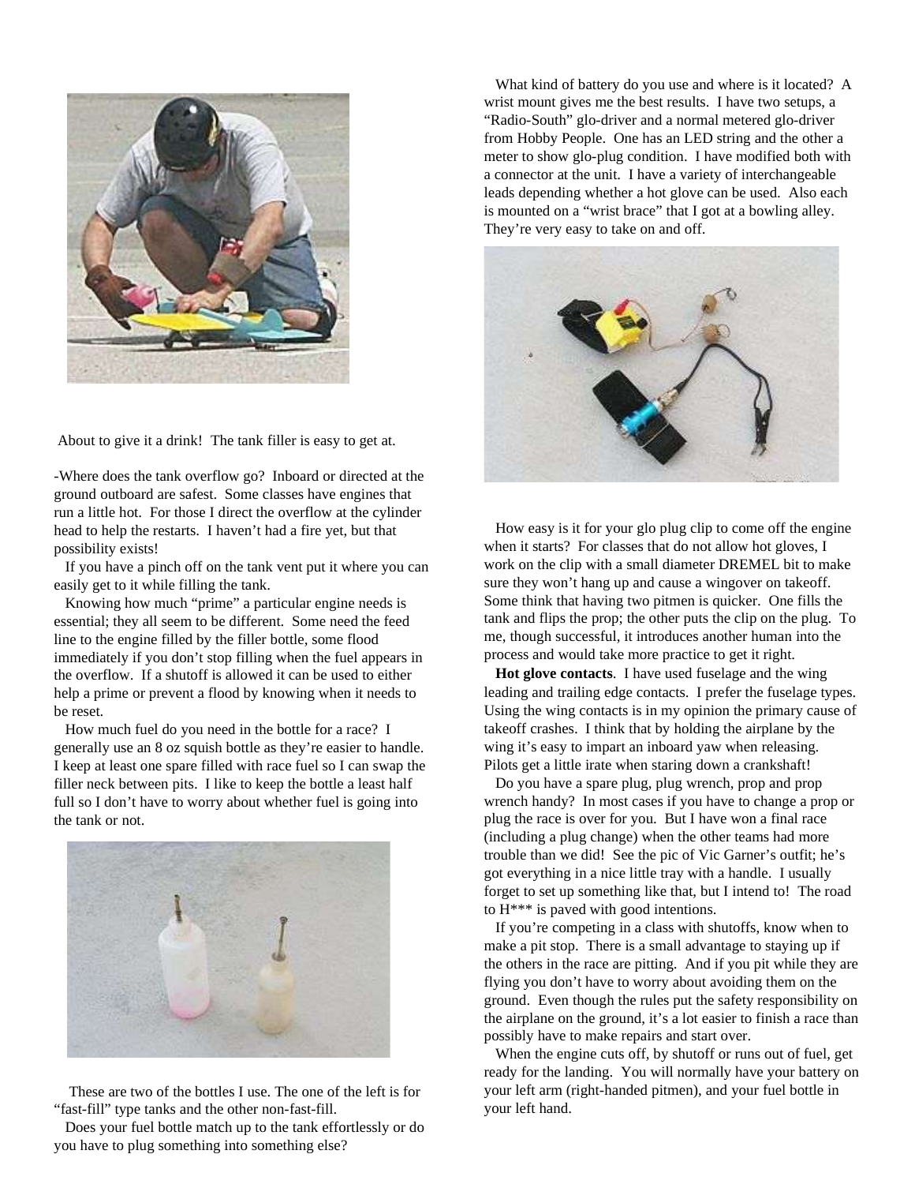About to give it a drink! The tank filler is easy to get at.

-Where does the tank overflow go? Inboard or directed at the ground outboard are safest. Some classes have engines that run a little hot. For those I direct the overflow at the cylinder head to help the restarts. I haven't had a fire yet, but that possibility exists!

If you have a pinch off on the tank vent put it where you can easily get to it while filling the tank.

Knowing how much "prime" a particular engine needs is essential; they all seem to be different. Some need the feed line to the engine filled by the filler bottle, some flood immediately if you don't stop filling when the fuel appears in the overflow. If a shutoff is allowed it can be used to either help a prime or prevent a flood by knowing when it needs to be reset.

How much fuel do you need in the bottle for a race? I generally use an 8 oz squish bottle as they're easier to handle. I keep at least one spare filled with race fuel so I can swap the filler neck between pits. I like to keep the bottle a least half full so I don't have to worry about whether fuel is going into the tank or not.

These are two of the bottles I use. The one of the left is for "fast-fill" type tanks and the other non-fast-fill.

Does your fuel bottle match up to the tank effortlessly or do you have to plug something into something else?

What kind of battery do you use and where is it located? A wrist mount gives me the best results. I have two setups, a "Radio-South" glo-driver and a normal metered glo-driver from Hobby People. One has an LED string and the other a meter to show glo-plug condition. I have modified both with a connector at the unit. I have a variety of interchangeable leads depending whether a hot glove can be used. Also each is mounted on a "wrist brace" that I got at a bowling alley. They're very easy to take on and off.

How easy is it for your glo plug clip to come off the engine when it starts? For classes that do not allow hot gloves, I work on the clip with a small diameter DREMEL bit to make sure they won't hang up and cause a wingover on takeoff. Some think that having two pitmen is quicker. One fills the tank and flips the prop; the other puts the clip on the plug. To me, though successful, it introduces another human into the process and would take more practice to get it right.

**Hot glove contacts**. I have used fuselage and the wing leading and trailing edge contacts. I prefer the fuselage types. Using the wing contacts is in my opinion the primary cause of takeoff crashes. I think that by holding the airplane by the wing it's easy to impart an inboard yaw when releasing. Pilots get a little irate when staring down a crankshaft!

Do you have a spare plug, plug wrench, prop and prop wrench handy? In most cases if you have to change a prop or plug the race is over for you. But I have won a final race (including a plug change) when the other teams had more trouble than we did! See the pic of Vic Garner's outfit; he's got everything in a nice little tray with a handle. I usually forget to set up something like that, but I intend to! The road to H*** is paved with good intentions.

If you're competing in a class with shutoffs, know when to make a pit stop. There is a small advantage to staying up if the others in the race are pitting. And if you pit while they are flying you don't have to worry about avoiding them on the ground. Even though the rules put the safety responsibility on the airplane on the ground, it's a lot easier to finish a race than possibly have to make repairs and start over.

When the engine cuts off, by shutoff or runs out of fuel, get ready for the landing. You will normally have your battery on your left arm (right-handed pitmen), and your fuel bottle in your left hand.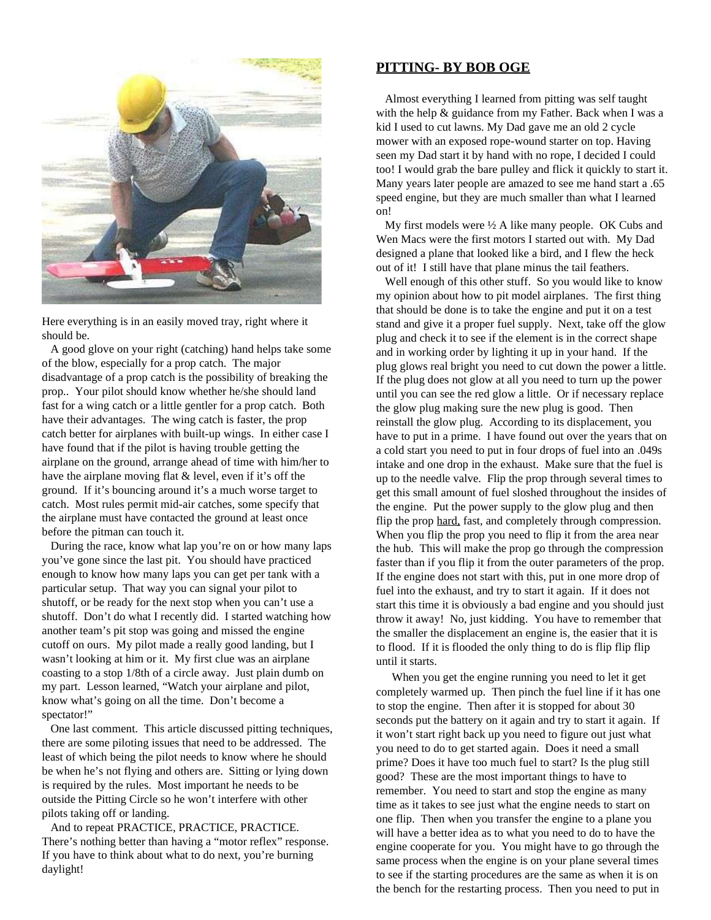Here everything is in an easily moved tray, right where it should be.

A good glove on your right (catching) hand helps take some of the blow, especially for a prop catch. The major disadvantage of a prop catch is the possibility of breaking the prop.. Your pilot should know whether he/she should land fast for a wing catch or a little gentler for a prop catch. Both have their advantages. The wing catch is faster, the prop catch better for airplanes with built-up wings. In either case I have found that if the pilot is having trouble getting the airplane on the ground, arrange ahead of time with him/her to have the airplane moving flat & level, even if it's off the ground. If it's bouncing around it's a much worse target to catch. Most rules permit mid-air catches, some specify that the airplane must have contacted the ground at least once before the pitman can touch it.

During the race, know what lap you're on or how many laps you've gone since the last pit. You should have practiced enough to know how many laps you can get per tank with a particular setup. That way you can signal your pilot to shutoff, or be ready for the next stop when you can't use a shutoff. Don't do what I recently did. I started watching how another team's pit stop was going and missed the engine cutoff on ours. My pilot made a really good landing, but I wasn't looking at him or it. My first clue was an airplane coasting to a stop 1/8th of a circle away. Just plain dumb on my part. Lesson learned, "Watch your airplane and pilot, know what's going on all the time. Don't become a spectator!"

One last comment. This article discussed pitting techniques, there are some piloting issues that need to be addressed. The least of which being the pilot needs to know where he should be when he's not flying and others are. Sitting or lying down is required by the rules. Most important he needs to be outside the Pitting Circle so he won't interfere with other pilots taking off or landing.

And to repeat PRACTICE, PRACTICE, PRACTICE. There's nothing better than having a "motor reflex" response. If you have to think about what to do next, you're burning daylight!

## PITTING- BY BOB OGE

Almost everything I learned from pitting was self taught with the help & guidance from my Father. Back when I was a kid I used to cut lawns. My Dad gave me an old 2 cycle mower with an exposed rope-wound starter on top. Having seen my Dad start it by hand with no rope, I decided I could too! I would grab the bare pulley and flick it quickly to start it. Many years later people are amazed to see me hand start a .65 speed engine, but they are much smaller than what I learned on!

My first models were ½ A like many people. OK Cubs and Wen Macs were the first motors I started out with. My Dad designed a plane that looked like a bird, and I flew the heck out of it! I still have that plane minus the tail feathers.

Well enough of this other stuff. So you would like to know my opinion about how to pit model airplanes. The first thing that should be done is to take the engine and put it on a test stand and give it a proper fuel supply. Next, take off the glow plug and check it to see if the element is in the correct shape and in working order by lighting it up in your hand. If the plug glows real bright you need to cut down the power a little. If the plug does not glow at all you need to turn up the power until you can see the red glow a little. Or if necessary replace the glow plug making sure the new plug is good. Then reinstall the glow plug. According to its displacement, you have to put in a prime. I have found out over the years that on a cold start you need to put in four drops of fuel into an .049s intake and one drop in the exhaust. Make sure that the fuel is up to the needle valve. Flip the prop through several times to get this small amount of fuel sloshed throughout the insides of the engine. Put the power supply to the glow plug and then flip the prop <u>hard,</u> fast, and completely through compression. When you flip the prop you need to flip it from the area near the hub. This will make the prop go through the compression faster than if you flip it from the outer parameters of the prop. If the engine does not start with this, put in one more drop of fuel into the exhaust, and try to start it again. If it does not start this time it is obviously a bad engine and you should just throw it away! No, just kidding. You have to remember that the smaller the displacement an engine is, the easier that it is to flood. If it is flooded the only thing to do is flip flip flip until it starts.

When you get the engine running you need to let it get completely warmed up. Then pinch the fuel line if it has one to stop the engine. Then after it is stopped for about 30 seconds put the battery on it again and try to start it again. If it won't start right back up you need to figure out just what you need to do to get started again. Does it need a small prime? Does it have too much fuel to start? Is the plug still good? These are the most important things to have to remember. You need to start and stop the engine as many time as it takes to see just what the engine needs to start on one flip. Then when you transfer the engine to a plane you will have a better idea as to what you need to do to have the engine cooperate for you. You might have to go through the same process when the engine is on your plane several times to see if the starting procedures are the same as when it is on the bench for the restarting process. Then you need to put in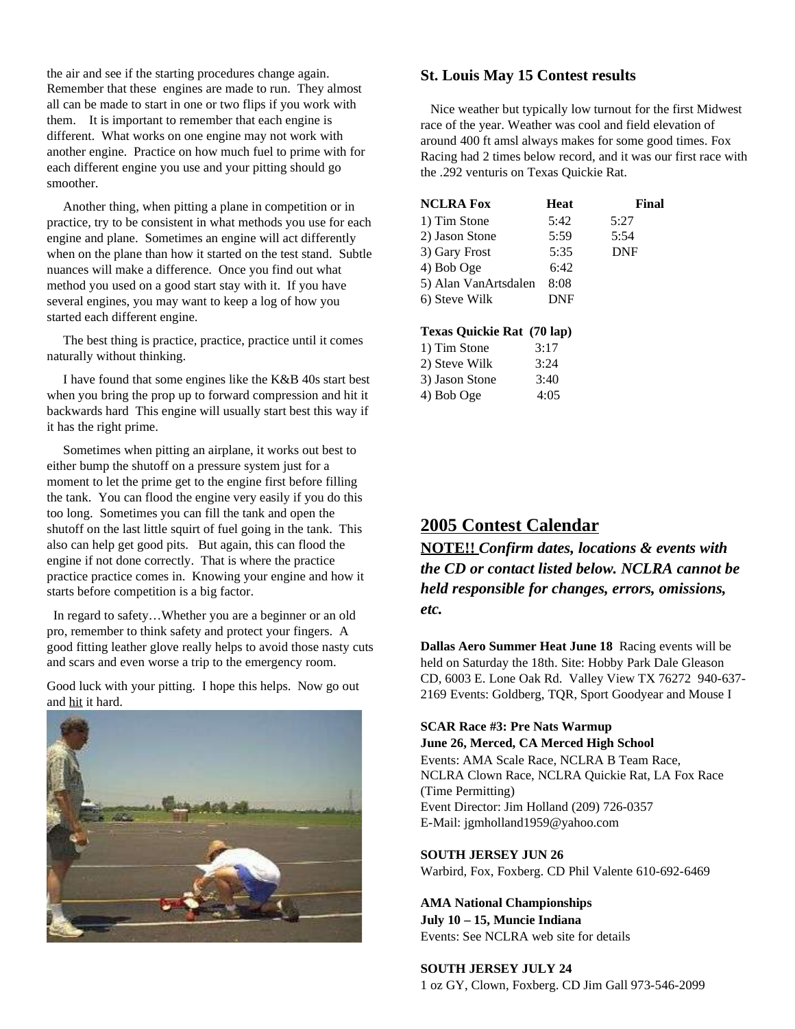the air and see if the starting procedures change again. Remember that these engines are made to run. They almost all can be made to start in one or two flips if you work with them. It is important to remember that each engine is different. What works on one engine may not work with another engine. Practice on how much fuel to prime with for each different engine you use and your pitting should go smoother.

Another thing, when pitting a plane in competition or in practice, try to be consistent in what methods you use for each engine and plane. Sometimes an engine will act differently when on the plane than how it started on the test stand. Subtle nuances will make a difference. Once you find out what method you used on a good start stay with it. If you have several engines, you may want to keep a log of how you started each different engine.

The best thing is practice, practice, practice until it comes naturally without thinking.

I have found that some engines like the K&B 40s start best when you bring the prop up to forward compression and hit it backwards hard This engine will usually start best this way if it has the right prime.

Sometimes when pitting an airplane, it works out best to either bump the shutoff on a pressure system just for a moment to let the prime get to the engine first before filling the tank. You can flood the engine very easily if you do this too long. Sometimes you can fill the tank and open the shutoff on the last little squirt of fuel going in the tank. This also can help get good pits. But again, this can flood the engine if not done correctly. That is where the practice practice practice comes in. Knowing your engine and how it starts before competition is a big factor.

In regard to safety…Whether you are a beginner or an old pro, remember to think safety and protect your fingers. A good fitting leather glove really helps to avoid those nasty cuts and scars and even worse a trip to the emergency room.

Good luck with your pitting. I hope this helps. Now go out and hit it hard.

### St. Louis May 15 Contest results

Nice weather but typically low turnout for the first Midwest race of the year. Weather was cool and field elevation of around 400 ft amsl always makes for some good times. Fox Racing had 2 times below record, and it was our first race with the .292 venturis on Texas Quickie Rat.

| NCLRA Fox | Heat | Final |
|---|---|---|
| 1) Tim Stone | 5:42 | 5:27 |
| 2) Jason Stone | 5:59 | 5:54 |
| 3) Gary Frost | 5:35 | DNF |
| 4) Bob Oge | 6:42 | |
| 5) Alan VanArtsdalen | 8:08 | |
| 6) Steve Wilk | DNF | |

| Texas Quickie Rat (70 lap) | |
|---|---|
| 1) Tim Stone | 3:17 |
| 2) Steve Wilk | 3:24 |
| 3) Jason Stone | 3:40 |
| 4) Bob Oge | 4:05 |

## 2005 Contest Calendar

**NOTE!!** ***Confirm dates, locations & events with the CD or contact listed below. NCLRA cannot be held responsible for changes, errors, omissions, etc.***

**Dallas Aero Summer Heat June 18** Racing events will be held on Saturday the 18th. Site: Hobby Park Dale Gleason CD, 6003 E. Lone Oak Rd. Valley View TX 76272 940-637-2169 Events: Goldberg, TQR, Sport Goodyear and Mouse I

**SCAR Race #3: Pre Nats Warmup**
**June 26, Merced, CA Merced High School**
Events: AMA Scale Race, NCLRA B Team Race, NCLRA Clown Race, NCLRA Quickie Rat, LA Fox Race (Time Permitting)
Event Director: Jim Holland (209) 726-0357
E-Mail: jgmholland1959@yahoo.com

**SOUTH JERSEY JUN 26**
Warbird, Fox, Foxberg. CD Phil Valente 610-692-6469

**AMA National Championships**
**July 10 – 15, Muncie Indiana**
Events: See NCLRA web site for details

**SOUTH JERSEY JULY 24**
1 oz GY, Clown, Foxberg. CD Jim Gall 973-546-2099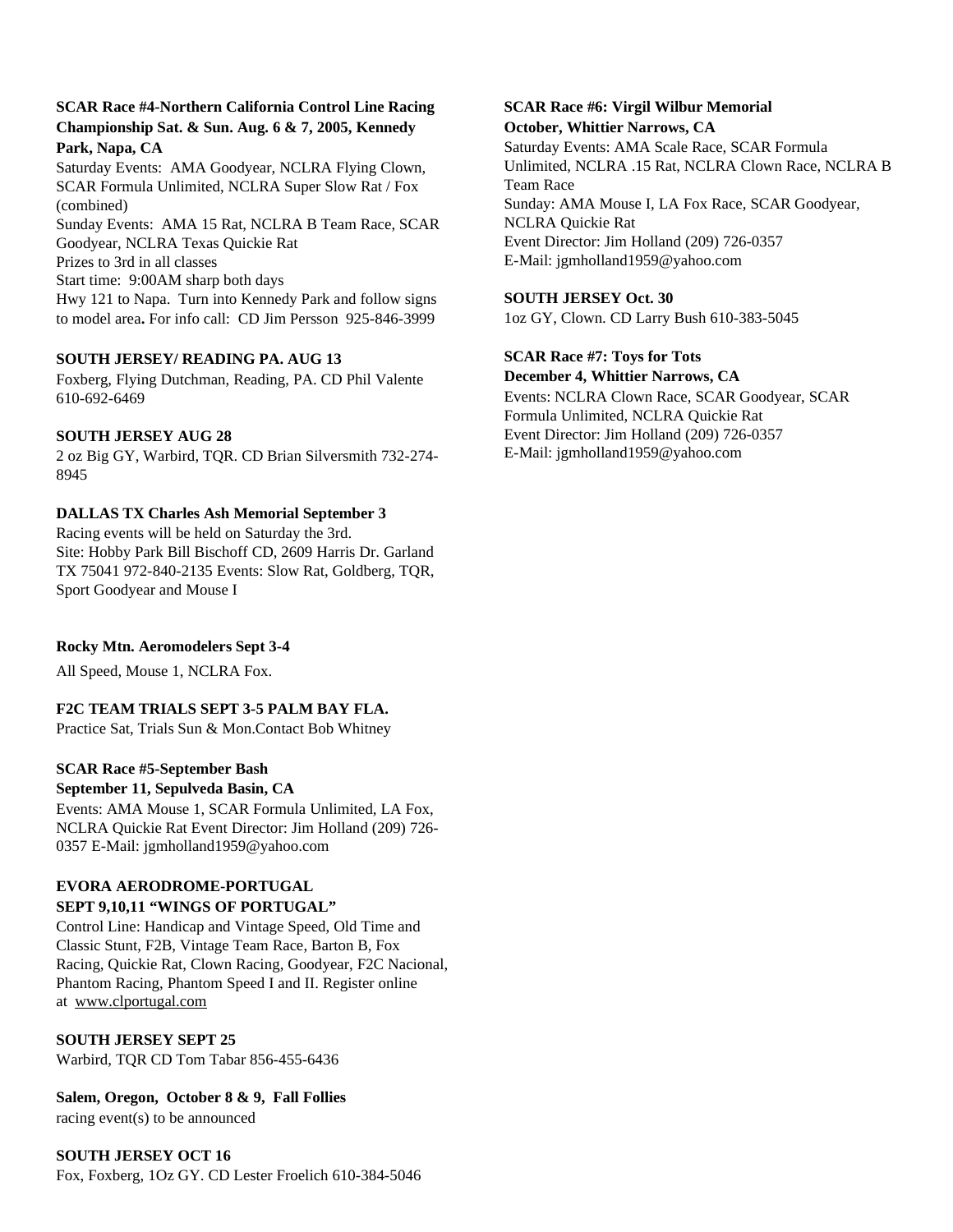**SCAR Race #4-Northern California Control Line Racing Championship Sat. & Sun. Aug. 6 & 7, 2005, Kennedy Park, Napa, CA**

Saturday Events: AMA Goodyear, NCLRA Flying Clown, SCAR Formula Unlimited, NCLRA Super Slow Rat / Fox (combined)
Sunday Events: AMA 15 Rat, NCLRA B Team Race, SCAR Goodyear, NCLRA Texas Quickie Rat
Prizes to 3rd in all classes
Start time: 9:00AM sharp both days
Hwy 121 to Napa. Turn into Kennedy Park and follow signs to model area. For info call: CD Jim Persson 925-846-3999

**SOUTH JERSEY/ READING PA. AUG 13**

Foxberg, Flying Dutchman, Reading, PA. CD Phil Valente 610-692-6469

**SOUTH JERSEY AUG 28**

2 oz Big GY, Warbird, TQR. CD Brian Silversmith 732-274-8945

**DALLAS TX Charles Ash Memorial September 3**

Racing events will be held on Saturday the 3rd.
Site: Hobby Park Bill Bischoff CD, 2609 Harris Dr. Garland TX 75041 972-840-2135 Events: Slow Rat, Goldberg, TQR, Sport Goodyear and Mouse I

**Rocky Mtn. Aeromodelers Sept 3-4**

All Speed, Mouse 1, NCLRA Fox.

**F2C TEAM TRIALS SEPT 3-5 PALM BAY FLA.**

Practice Sat, Trials Sun & Mon.Contact Bob Whitney

**SCAR Race #5-September Bash**
**September 11, Sepulveda Basin, CA**

Events: AMA Mouse 1, SCAR Formula Unlimited, LA Fox, NCLRA Quickie Rat Event Director: Jim Holland (209) 726-0357 E-Mail: jgmholland1959@yahoo.com

**EVORA AERODROME-PORTUGAL**
**SEPT 9,10,11 "WINGS OF PORTUGAL"**

Control Line: Handicap and Vintage Speed, Old Time and Classic Stunt, F2B, Vintage Team Race, Barton B, Fox Racing, Quickie Rat, Clown Racing, Goodyear, F2C Nacional, Phantom Racing, Phantom Speed I and II. Register online at www.clportugal.com

**SOUTH JERSEY SEPT 25**

Warbird, TQR CD Tom Tabar 856-455-6436

**Salem, Oregon, October 8 & 9, Fall Follies**

racing event(s) to be announced

**SOUTH JERSEY OCT 16**

Fox, Foxberg, 1Oz GY. CD Lester Froelich 610-384-5046

**SCAR Race #6: Virgil Wilbur Memorial**
**October, Whittier Narrows, CA**

Saturday Events: AMA Scale Race, SCAR Formula Unlimited, NCLRA .15 Rat, NCLRA Clown Race, NCLRA B Team Race
Sunday: AMA Mouse I, LA Fox Race, SCAR Goodyear, NCLRA Quickie Rat
Event Director: Jim Holland (209) 726-0357
E-Mail: jgmholland1959@yahoo.com

**SOUTH JERSEY Oct. 30**

1oz GY, Clown. CD Larry Bush 610-383-5045

**SCAR Race #7: Toys for Tots**
**December 4, Whittier Narrows, CA**

Events: NCLRA Clown Race, SCAR Goodyear, SCAR Formula Unlimited, NCLRA Quickie Rat
Event Director: Jim Holland (209) 726-0357
E-Mail: jgmholland1959@yahoo.com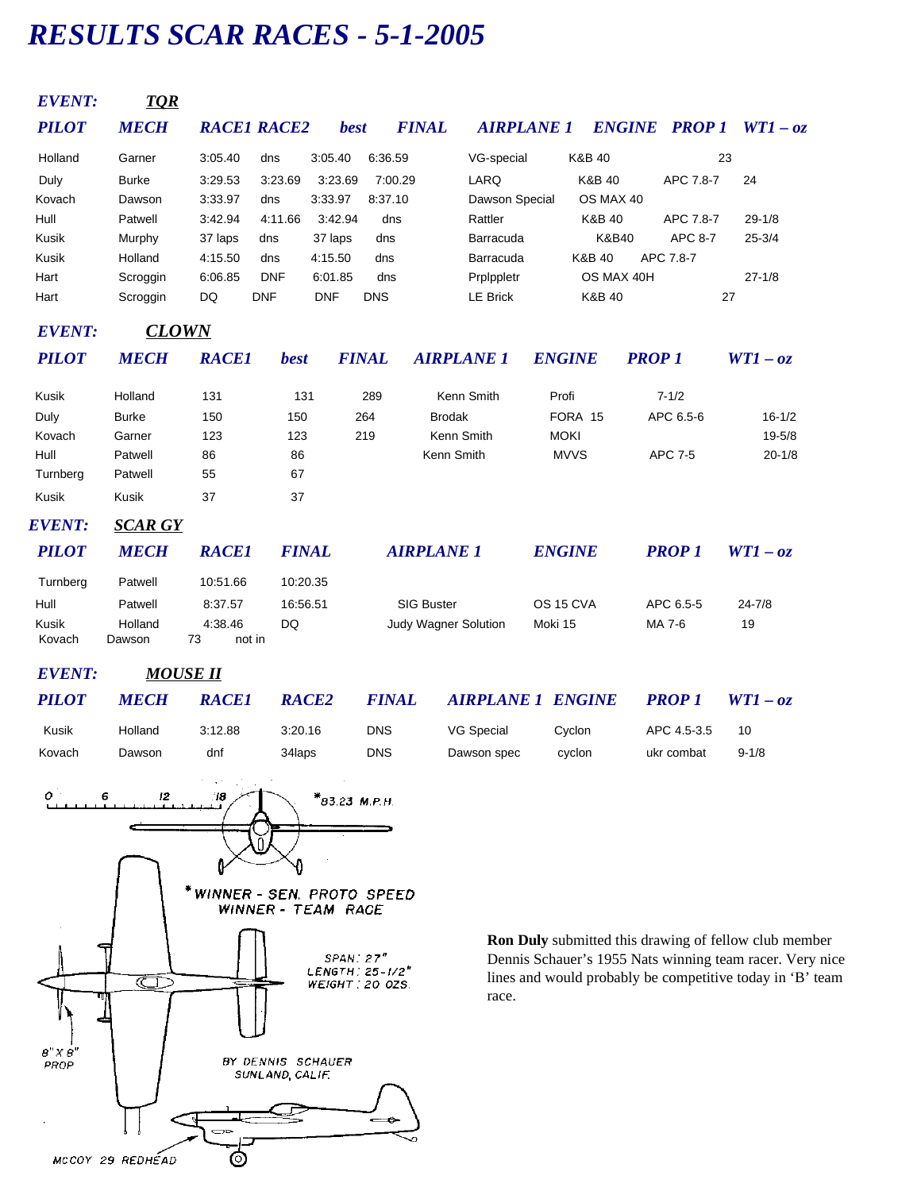# RESULTS SCAR RACES - 5-1-2005

### EVENT: TQR

| PILOT | MECH | RACE1 | RACE2 | best | FINAL | AIRPLANE 1 | ENGINE | PROP 1 | WT1 – oz |
|---|---|---|---|---|---|---|---|---|---|
| Holland | Garner | 3:05.40 | dns | 3:05.40 | 6:36.59 | VG-special | K&B 40 | | 23 |
| Duly | Burke | 3:29.53 | 3:23.69 | 3:23.69 | 7:00.29 | LARQ | K&B 40 | APC 7.8-7 | 24 |
| Kovach | Dawson | 3:33.97 | dns | 3:33.97 | 8:37.10 | Dawson Special | OS MAX 40 | | |
| Hull | Patwell | 3:42.94 | 4:11.66 | 3:42.94 | dns | Rattler | K&B 40 | APC 7.8-7 | 29-1/8 |
| Kusik | Murphy | 37 laps | dns | 37 laps | dns | Barracuda | K&B40 | APC 8-7 | 25-3/4 |
| Kusik | Holland | 4:15.50 | dns | 4:15.50 | dns | Barracuda | K&B 40 | APC 7.8-7 | |
| Hart | Scroggin | 6:06.85 | DNF | 6:01.85 | dns | Prplppletr | OS MAX 40H | | 27-1/8 |
| Hart | Scroggin | DQ | DNF | DNF | DNS | LE Brick | K&B 40 | | 27 |

### EVENT: CLOWN

| PILOT | MECH | RACE1 | best | FINAL | AIRPLANE 1 | ENGINE | PROP 1 | WT1 – oz |
|---|---|---|---|---|---|---|---|---|
| Kusik | Holland | 131 | 131 | 289 | Kenn Smith | Profi | 7-1/2 | |
| Duly | Burke | 150 | 150 | 264 | Brodak | FORA 15 | APC 6.5-6 | 16-1/2 |
| Kovach | Garner | 123 | 123 | 219 | Kenn Smith | MOKI | | 19-5/8 |
| Hull | Patwell | 86 | 86 | | Kenn Smith | MVVS | APC 7-5 | 20-1/8 |
| Turnberg | Patwell | 55 | 67 | | | | | |
| Kusik | Kusik | 37 | 37 | | | | | |

### EVENT: SCAR GY

| PILOT | MECH | RACE1 | FINAL | AIRPLANE 1 | ENGINE | PROP 1 | WT1 – oz |
|---|---|---|---|---|---|---|---|
| Turnberg | Patwell | 10:51.66 | 10:20.35 | | | | |
| Hull | Patwell | 8:37.57 | 16:56.51 | SIG Buster | OS 15 CVA | APC 6.5-5 | 24-7/8 |
| Kusik | Holland | 4:38.46 | DQ | Judy Wagner Solution | Moki 15 | MA 7-6 | 19 |
| Kovach | Dawson | 73 not in | | | | | |

### EVENT: MOUSE II

| PILOT | MECH | RACE1 | RACE2 | FINAL | AIRPLANE 1 | ENGINE | PROP 1 | WT1 – oz |
|---|---|---|---|---|---|---|---|---|
| Kusik | Holland | 3:12.88 | 3:20.16 | DNS | VG Special | Cyclon | APC 4.5-3.5 | 10 |
| Kovach | Dawson | dnf | 34laps | DNS | Dawson spec | cyclon | ukr combat | 9-1/8 |

**Ron Duly** submitted this drawing of fellow club member Dennis Schauer's 1955 Nats winning team racer. Very nice lines and would probably be competitive today in 'B' team race.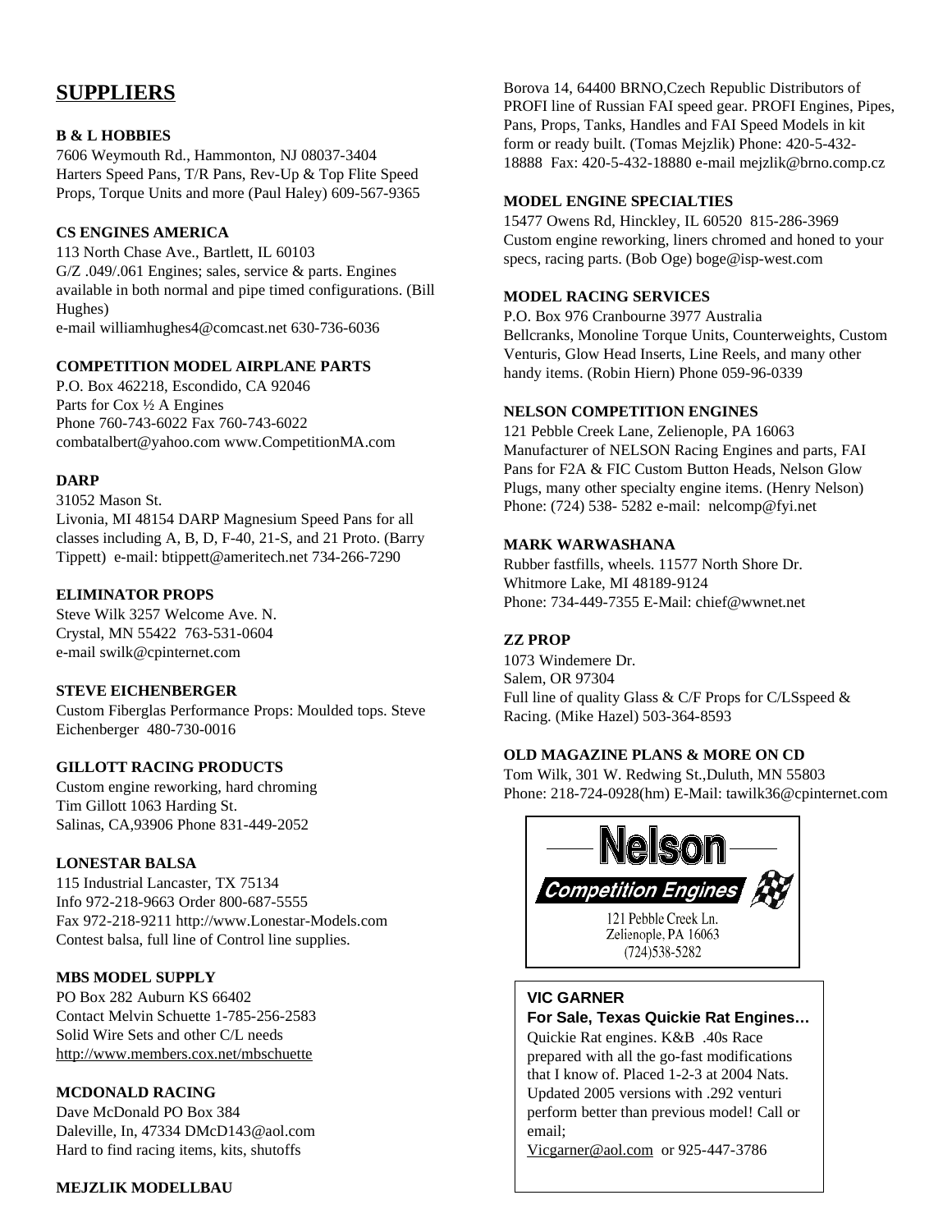## SUPPLIERS

**B & L HOBBIES**
7606 Weymouth Rd., Hammonton, NJ 08037-3404
Harters Speed Pans, T/R Pans, Rev-Up & Top Flite Speed Props, Torque Units and more (Paul Haley) 609-567-9365

**CS ENGINES AMERICA**
113 North Chase Ave., Bartlett, IL 60103
G/Z .049/.061 Engines; sales, service & parts. Engines available in both normal and pipe timed configurations. (Bill Hughes)
e-mail williamhughes4@comcast.net 630-736-6036

**COMPETITION MODEL AIRPLANE PARTS**
P.O. Box 462218, Escondido, CA 92046
Parts for Cox ½ A Engines
Phone 760-743-6022 Fax 760-743-6022
combatalbert@yahoo.com www.CompetitionMA.com

**DARP**
31052 Mason St.
Livonia, MI 48154 DARP Magnesium Speed Pans for all classes including A, B, D, F-40, 21-S, and 21 Proto. (Barry Tippett) e-mail: btippett@ameritech.net 734-266-7290

**ELIMINATOR PROPS**
Steve Wilk 3257 Welcome Ave. N.
Crystal, MN 55422 763-531-0604
e-mail swilk@cpinternet.com

**STEVE EICHENBERGER**
Custom Fiberglas Performance Props: Moulded tops. Steve Eichenberger 480-730-0016

**GILLOTT RACING PRODUCTS**
Custom engine reworking, hard chroming
Tim Gillott 1063 Harding St.
Salinas, CA,93906 Phone 831-449-2052

**LONESTAR BALSA**
115 Industrial Lancaster, TX 75134
Info 972-218-9663 Order 800-687-5555
Fax 972-218-9211 http://www.Lonestar-Models.com
Contest balsa, full line of Control line supplies.

**MBS MODEL SUPPLY**
PO Box 282 Auburn KS 66402
Contact Melvin Schuette 1-785-256-2583
Solid Wire Sets and other C/L needs
http://www.members.cox.net/mbschuette

**MCDONALD RACING**
Dave McDonald PO Box 384
Daleville, In, 47334 DMcD143@aol.com
Hard to find racing items, kits, shutoffs

**MEJZLIK MODELLBAU**
Borova 14, 64400 BRNO,Czech Republic Distributors of PROFI line of Russian FAI speed gear. PROFI Engines, Pipes, Pans, Props, Tanks, Handles and FAI Speed Models in kit form or ready built. (Tomas Mejzlik) Phone: 420-5-432-18888 Fax: 420-5-432-18880 e-mail mejzlik@brno.comp.cz

**MODEL ENGINE SPECIALTIES**
15477 Owens Rd, Hinckley, IL 60520 815-286-3969
Custom engine reworking, liners chromed and honed to your specs, racing parts. (Bob Oge) boge@isp-west.com

**MODEL RACING SERVICES**
P.O. Box 976 Cranbourne 3977 Australia
Bellcranks, Monoline Torque Units, Counterweights, Custom Venturis, Glow Head Inserts, Line Reels, and many other handy items. (Robin Hiern) Phone 059-96-0339

**NELSON COMPETITION ENGINES**
121 Pebble Creek Lane, Zelienople, PA 16063
Manufacturer of NELSON Racing Engines and parts, FAI Pans for F2A & FIC Custom Button Heads, Nelson Glow Plugs, many other specialty engine items. (Henry Nelson) Phone: (724) 538- 5282 e-mail: nelcomp@fyi.net

**MARK WARWASHANA**
Rubber fastfills, wheels. 11577 North Shore Dr.
Whitmore Lake, MI 48189-9124
Phone: 734-449-7355 E-Mail: chief@wwnet.net

**ZZ PROP**
1073 Windemere Dr.
Salem, OR 97304
Full line of quality Glass & C/F Props for C/LSspeed & Racing. (Mike Hazel) 503-364-8593

**OLD MAGAZINE PLANS & MORE ON CD**
Tom Wilk, 301 W. Redwing St.,Duluth, MN 55803
Phone: 218-724-0928(hm) E-Mail: tawilk36@cpinternet.com

**Nelson**
*Competition Engines*
121 Pebble Creek Ln.
Zelienople, PA 16063
(724)538-5282

**VIC GARNER**
**For Sale, Texas Quickie Rat Engines…**
Quickie Rat engines. K&B .40s Race prepared with all the go-fast modifications that I know of. Placed 1-2-3 at 2004 Nats. Updated 2005 versions with .292 venturi perform better than previous model! Call or email;
Vicgarner@aol.com or 925-447-3786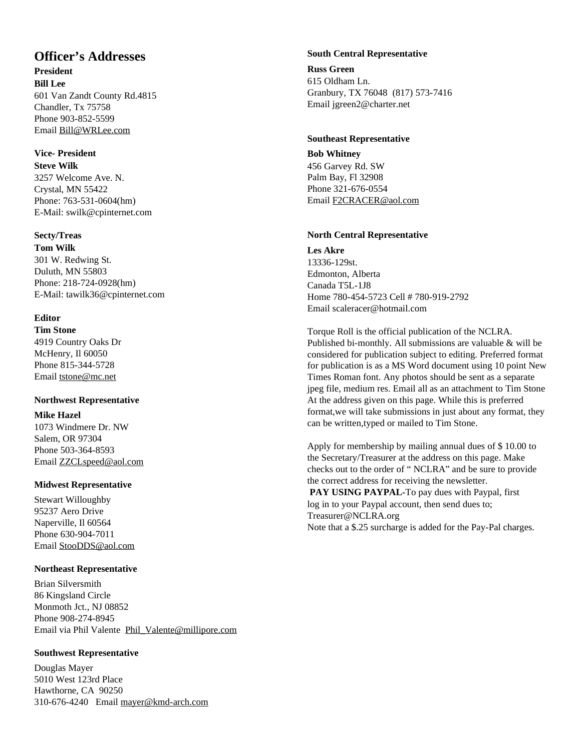## Officer's Addresses

**President**
**Bill Lee**
601 Van Zandt County Rd.4815
Chandler, Tx 75758
Phone 903-852-5599
Email Bill@WRLee.com

**Vice- President**
**Steve Wilk**
3257 Welcome Ave. N.
Crystal, MN 55422
Phone: 763-531-0604(hm)
E-Mail: swilk@cpinternet.com

**Secty/Treas**
**Tom Wilk**
301 W. Redwing St.
Duluth, MN 55803
Phone: 218-724-0928(hm)
E-Mail: tawilk36@cpinternet.com

**Editor**
**Tim Stone**
4919 Country Oaks Dr
McHenry, Il 60050
Phone 815-344-5728
Email tstone@mc.net

**Northwest Representative**

**Mike Hazel**
1073 Windmere Dr. NW
Salem, OR 97304
Phone 503-364-8593
Email ZZCLspeed@aol.com

**Midwest Representative**

Stewart Willoughby
95237 Aero Drive
Naperville, Il 60564
Phone 630-904-7011
Email StooDDS@aol.com

**Northeast Representative**

Brian Silversmith
86 Kingsland Circle
Monmoth Jct., NJ 08852
Phone 908-274-8945
Email via Phil Valente Phil_Valente@millipore.com

**Southwest Representative**

Douglas Mayer
5010 West 123rd Place
Hawthorne, CA 90250
310-676-4240 Email mayer@kmd-arch.com

**South Central Representative**

**Russ Green**
615 Oldham Ln.
Granbury, TX 76048 (817) 573-7416
Email jgreen2@charter.net

**Southeast Representative**

**Bob Whitney**
456 Garvey Rd. SW
Palm Bay, Fl 32908
Phone 321-676-0554
Email F2CRACER@aol.com

**North Central Representative**

**Les Akre**
13336-129st.
Edmonton, Alberta
Canada T5L-1J8
Home 780-454-5723 Cell # 780-919-2792
Email scaleracer@hotmail.com

Torque Roll is the official publication of the NCLRA. Published bi-monthly. All submissions are valuable & will be considered for publication subject to editing. Preferred format for publication is as a MS Word document using 10 point New Times Roman font. Any photos should be sent as a separate jpeg file, medium res. Email all as an attachment to Tim Stone At the address given on this page. While this is preferred format,we will take submissions in just about any format, they can be written,typed or mailed to Tim Stone.

Apply for membership by mailing annual dues of $ 10.00 to the Secretary/Treasurer at the address on this page. Make checks out to the order of " NCLRA" and be sure to provide the correct address for receiving the newsletter.
**PAY USING PAYPAL-**To pay dues with Paypal, first log in to your Paypal account, then send dues to; Treasurer@NCLRA.org
Note that a $.25 surcharge is added for the Pay-Pal charges.